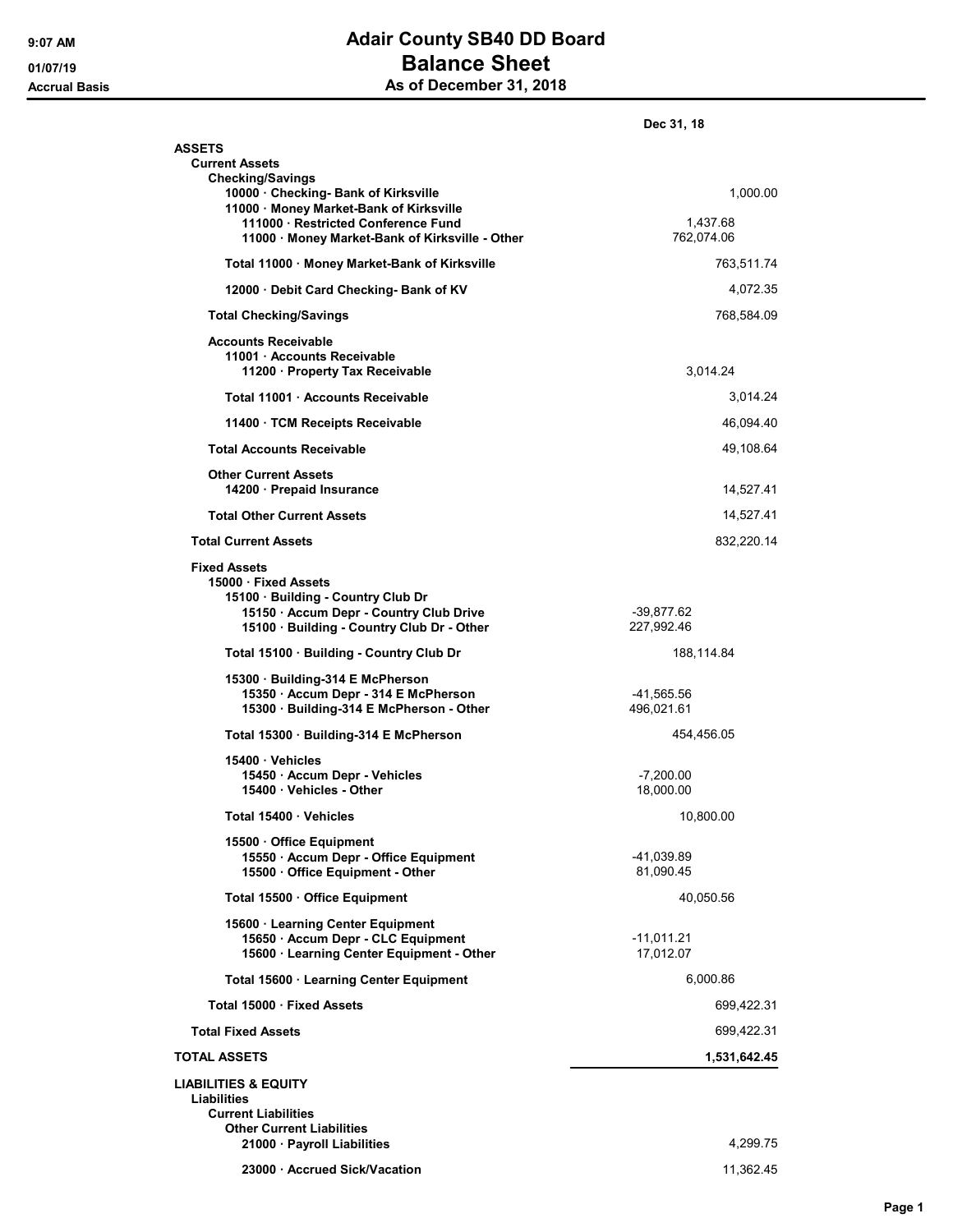9:07 AM
01/07/19
Accrual Basis

# Adair County SB40 DD Board
# Balance Sheet
## As of December 31, 2018

| | | Dec 31, 18 |
|---|---|---|
| **ASSETS** | | |
| **Current Assets** | | |
| **Checking/Savings** | | |
| 10000 · Checking- Bank of Kirksville | | 1,000.00 |
| 11000 · Money Market-Bank of Kirksville | | |
| 111000 · Restricted Conference Fund | 1,437.68 | |
| 11000 · Money Market-Bank of Kirksville - Other | 762,074.06 | |
| **Total 11000 · Money Market-Bank of Kirksville** | | 763,511.74 |
| 12000 · Debit Card Checking- Bank of KV | | 4,072.35 |
| **Total Checking/Savings** | | 768,584.09 |
| **Accounts Receivable** | | |
| 11001 · Accounts Receivable | | |
| 11200 · Property Tax Receivable | 3,014.24 | |
| **Total 11001 · Accounts Receivable** | | 3,014.24 |
| 11400 · TCM Receipts Receivable | | 46,094.40 |
| **Total Accounts Receivable** | | 49,108.64 |
| **Other Current Assets** | | |
| 14200 · Prepaid Insurance | | 14,527.41 |
| **Total Other Current Assets** | | 14,527.41 |
| **Total Current Assets** | | 832,220.14 |
| **Fixed Assets** | | |
| 15000 · Fixed Assets | | |
| 15100 · Building - Country Club Dr | | |
| 15150 · Accum Depr - Country Club Drive | -39,877.62 | |
| 15100 · Building - Country Club Dr - Other | 227,992.46 | |
| **Total 15100 · Building - Country Club Dr** | 188,114.84 | |
| 15300 · Building-314 E McPherson | | |
| 15350 · Accum Depr - 314 E McPherson | -41,565.56 | |
| 15300 · Building-314 E McPherson - Other | 496,021.61 | |
| **Total 15300 · Building-314 E McPherson** | 454,456.05 | |
| 15400 · Vehicles | | |
| 15450 · Accum Depr - Vehicles | -7,200.00 | |
| 15400 · Vehicles - Other | 18,000.00 | |
| **Total 15400 · Vehicles** | 10,800.00 | |
| 15500 · Office Equipment | | |
| 15550 · Accum Depr - Office Equipment | -41,039.89 | |
| 15500 · Office Equipment - Other | 81,090.45 | |
| **Total 15500 · Office Equipment** | 40,050.56 | |
| 15600 · Learning Center Equipment | | |
| 15650 · Accum Depr - CLC Equipment | -11,011.21 | |
| 15600 · Learning Center Equipment - Other | 17,012.07 | |
| **Total 15600 · Learning Center Equipment** | 6,000.86 | |
| **Total 15000 · Fixed Assets** | | 699,422.31 |
| **Total Fixed Assets** | | 699,422.31 |
| **TOTAL ASSETS** | | **1,531,642.45** |
| **LIABILITIES & EQUITY** | | |
| **Liabilities** | | |
| **Current Liabilities** | | |
| **Other Current Liabilities** | | |
| 21000 · Payroll Liabilities | | 4,299.75 |
| 23000 · Accrued Sick/Vacation | | 11,362.45 |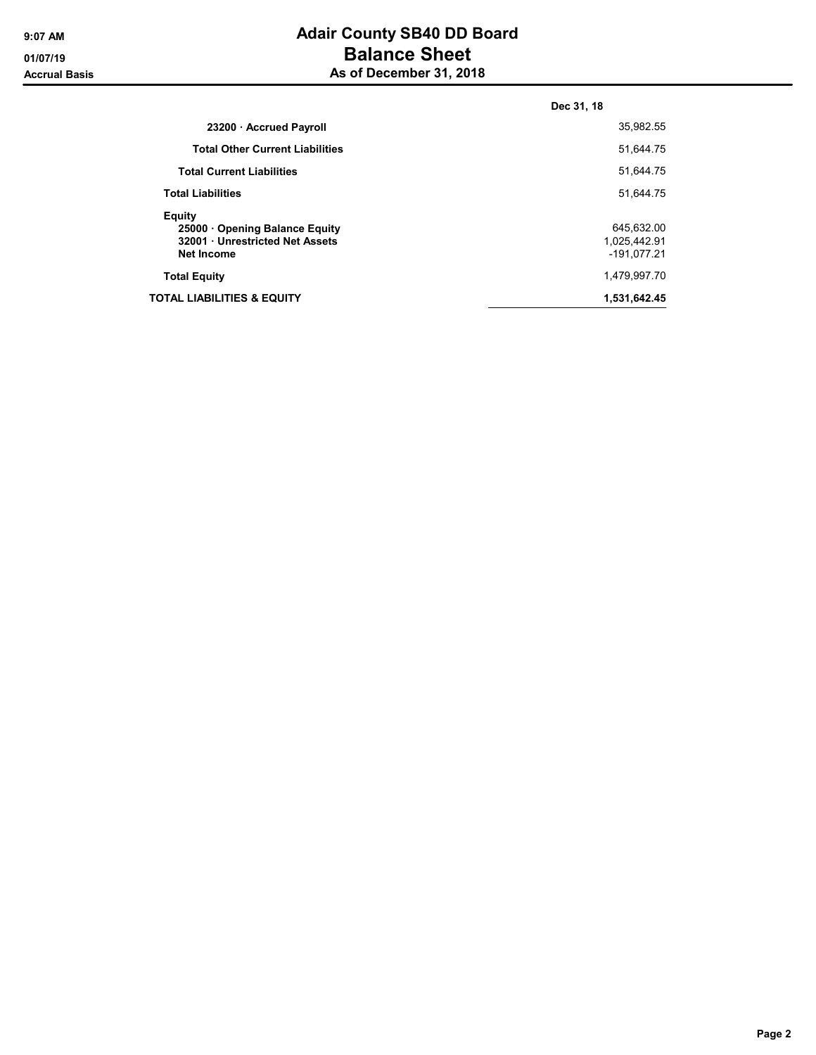9:07 AM
01/07/19
Accrual Basis

# Adair County SB40 DD Board
## Balance Sheet
### As of December 31, 2018

| | Dec 31, 18 |
|---|---|
| 23200 · Accrued Payroll | 35,982.55 |
| **Total Other Current Liabilities** | **51,644.75** |
| **Total Current Liabilities** | **51,644.75** |
| **Total Liabilities** | **51,644.75** |
| **Equity** | |
| 25000 · Opening Balance Equity | 645,632.00 |
| 32001 · Unrestricted Net Assets | 1,025,442.91 |
| Net Income | -191,077.21 |
| **Total Equity** | **1,479,997.70** |
| **TOTAL LIABILITIES & EQUITY** | **1,531,642.45** |